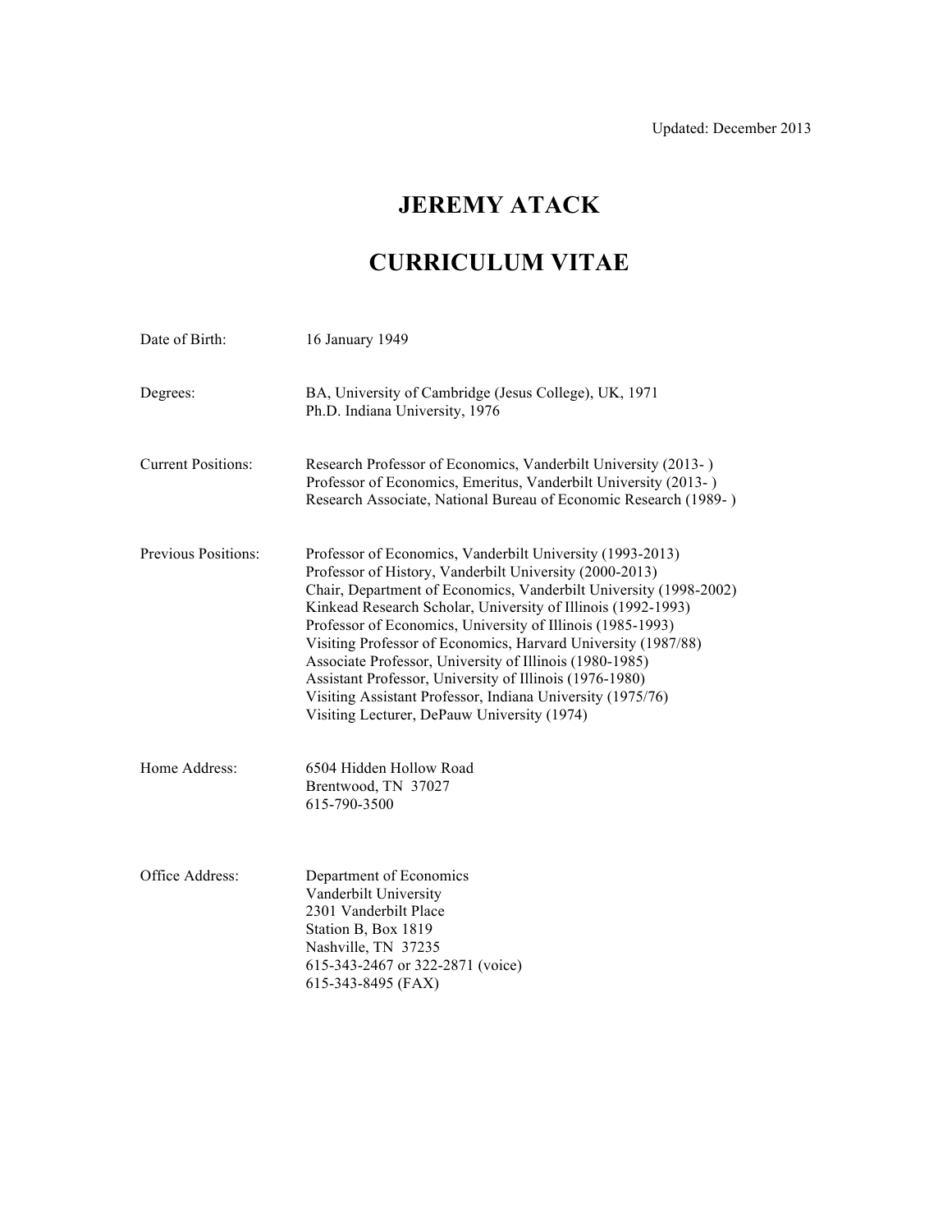Updated: December 2013

# JEREMY ATACK

# CURRICULUM VITAE

| | |
|---|---|
| Date of Birth: | 16 January 1949 |
| Degrees: | BA, University of Cambridge (Jesus College), UK, 1971<br>Ph.D. Indiana University, 1976 |
| Current Positions: | Research Professor of Economics, Vanderbilt University (2013- )<br>Professor of Economics, Emeritus, Vanderbilt University (2013- )<br>Research Associate, National Bureau of Economic Research (1989- ) |
| Previous Positions: | Professor of Economics, Vanderbilt University (1993-2013)<br>Professor of History, Vanderbilt University (2000-2013)<br>Chair, Department of Economics, Vanderbilt University (1998-2002)<br>Kinkead Research Scholar, University of Illinois (1992-1993)<br>Professor of Economics, University of Illinois (1985-1993)<br>Visiting Professor of Economics, Harvard University (1987/88)<br>Associate Professor, University of Illinois (1980-1985)<br>Assistant Professor, University of Illinois (1976-1980)<br>Visiting Assistant Professor, Indiana University (1975/76)<br>Visiting Lecturer, DePauw University (1974) |
| Home Address: | 6504 Hidden Hollow Road<br>Brentwood, TN 37027<br>615-790-3500 |
| Office Address: | Department of Economics<br>Vanderbilt University<br>2301 Vanderbilt Place<br>Station B, Box 1819<br>Nashville, TN 37235<br>615-343-2467 or 322-2871 (voice)<br>615-343-8495 (FAX) |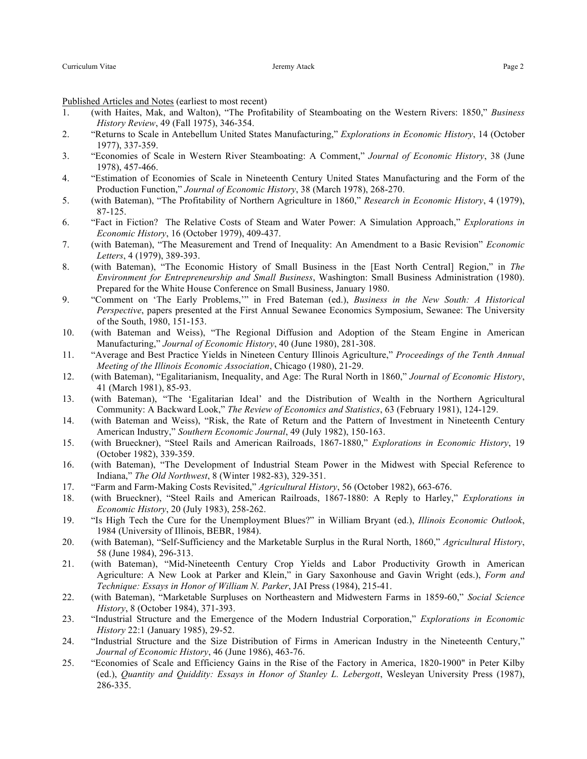Published Articles and Notes (earliest to most recent)

1. (with Haites, Mak, and Walton), "The Profitability of Steamboating on the Western Rivers: 1850," *Business History Review*, 49 (Fall 1975), 346-354.
2. "Returns to Scale in Antebellum United States Manufacturing," *Explorations in Economic History*, 14 (October 1977), 337-359.
3. "Economies of Scale in Western River Steamboating: A Comment," *Journal of Economic History*, 38 (June 1978), 457-466.
4. "Estimation of Economies of Scale in Nineteenth Century United States Manufacturing and the Form of the Production Function," *Journal of Economic History*, 38 (March 1978), 268-270.
5. (with Bateman), "The Profitability of Northern Agriculture in 1860," *Research in Economic History*, 4 (1979), 87-125.
6. "Fact in Fiction? The Relative Costs of Steam and Water Power: A Simulation Approach," *Explorations in Economic History*, 16 (October 1979), 409-437.
7. (with Bateman), "The Measurement and Trend of Inequality: An Amendment to a Basic Revision" *Economic Letters*, 4 (1979), 389-393.
8. (with Bateman), "The Economic History of Small Business in the [East North Central] Region," in *The Environment for Entrepreneurship and Small Business*, Washington: Small Business Administration (1980). Prepared for the White House Conference on Small Business, January 1980.
9. "Comment on 'The Early Problems,'" in Fred Bateman (ed.), *Business in the New South: A Historical Perspective*, papers presented at the First Annual Sewanee Economics Symposium, Sewanee: The University of the South, 1980, 151-153.
10. (with Bateman and Weiss), "The Regional Diffusion and Adoption of the Steam Engine in American Manufacturing," *Journal of Economic History*, 40 (June 1980), 281-308.
11. "Average and Best Practice Yields in Nineteen Century Illinois Agriculture," *Proceedings of the Tenth Annual Meeting of the Illinois Economic Association*, Chicago (1980), 21-29.
12. (with Bateman), "Egalitarianism, Inequality, and Age: The Rural North in 1860," *Journal of Economic History*, 41 (March 1981), 85-93.
13. (with Bateman), "The 'Egalitarian Ideal' and the Distribution of Wealth in the Northern Agricultural Community: A Backward Look," *The Review of Economics and Statistics*, 63 (February 1981), 124-129.
14. (with Bateman and Weiss), "Risk, the Rate of Return and the Pattern of Investment in Nineteenth Century American Industry," *Southern Economic Journal*, 49 (July 1982), 150-163.
15. (with Brueckner), "Steel Rails and American Railroads, 1867-1880," *Explorations in Economic History*, 19 (October 1982), 339-359.
16. (with Bateman), "The Development of Industrial Steam Power in the Midwest with Special Reference to Indiana," *The Old Northwest*, 8 (Winter 1982-83), 329-351.
17. "Farm and Farm-Making Costs Revisited," *Agricultural History*, 56 (October 1982), 663-676.
18. (with Brueckner), "Steel Rails and American Railroads, 1867-1880: A Reply to Harley," *Explorations in Economic History*, 20 (July 1983), 258-262.
19. "Is High Tech the Cure for the Unemployment Blues?" in William Bryant (ed.), *Illinois Economic Outlook*, 1984 (University of Illinois, BEBR, 1984).
20. (with Bateman), "Self-Sufficiency and the Marketable Surplus in the Rural North, 1860," *Agricultural History*, 58 (June 1984), 296-313.
21. (with Bateman), "Mid-Nineteenth Century Crop Yields and Labor Productivity Growth in American Agriculture: A New Look at Parker and Klein," in Gary Saxonhouse and Gavin Wright (eds.), *Form and Technique: Essays in Honor of William N. Parker*, JAI Press (1984), 215-41.
22. (with Bateman), "Marketable Surpluses on Northeastern and Midwestern Farms in 1859-60," *Social Science History*, 8 (October 1984), 371-393.
23. "Industrial Structure and the Emergence of the Modern Industrial Corporation," *Explorations in Economic History* 22:1 (January 1985), 29-52.
24. "Industrial Structure and the Size Distribution of Firms in American Industry in the Nineteenth Century," *Journal of Economic History*, 46 (June 1986), 463-76.
25. "Economies of Scale and Efficiency Gains in the Rise of the Factory in America, 1820-1900" in Peter Kilby (ed.), *Quantity and Quiddity: Essays in Honor of Stanley L. Lebergott*, Wesleyan University Press (1987), 286-335.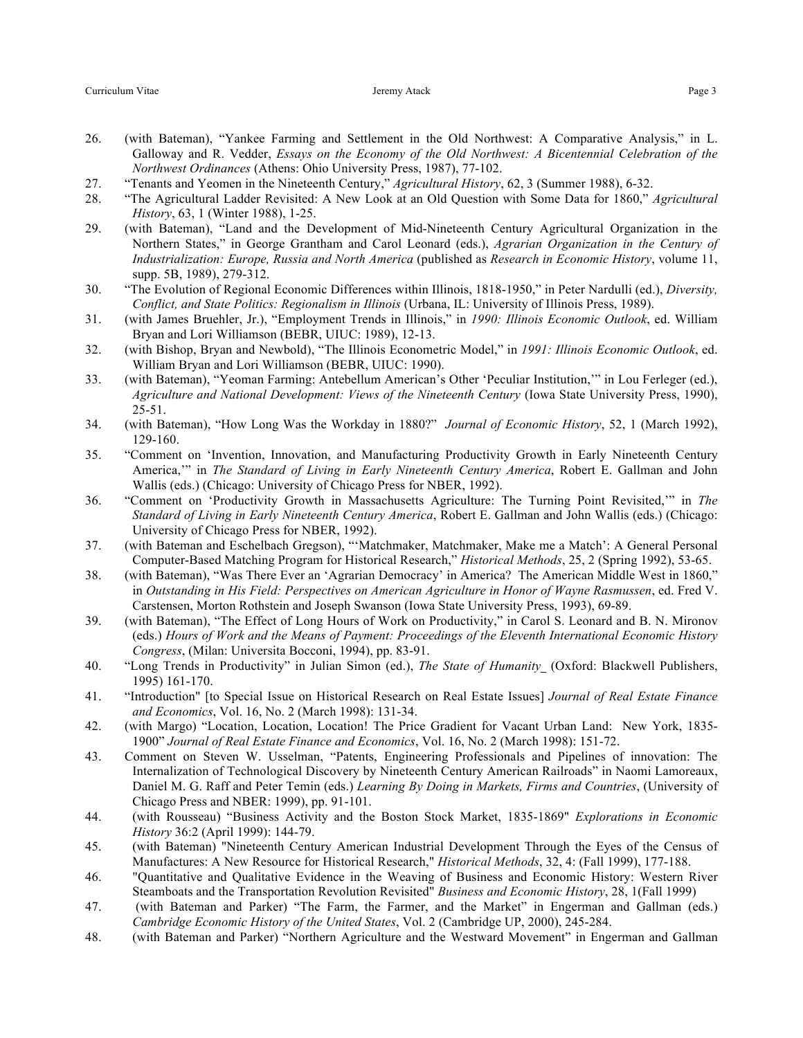26. (with Bateman), "Yankee Farming and Settlement in the Old Northwest: A Comparative Analysis," in L. Galloway and R. Vedder, *Essays on the Economy of the Old Northwest: A Bicentennial Celebration of the Northwest Ordinances* (Athens: Ohio University Press, 1987), 77-102.
27. "Tenants and Yeomen in the Nineteenth Century," *Agricultural History*, 62, 3 (Summer 1988), 6-32.
28. "The Agricultural Ladder Revisited: A New Look at an Old Question with Some Data for 1860," *Agricultural History*, 63, 1 (Winter 1988), 1-25.
29. (with Bateman), "Land and the Development of Mid-Nineteenth Century Agricultural Organization in the Northern States," in George Grantham and Carol Leonard (eds.), *Agrarian Organization in the Century of Industrialization: Europe, Russia and North America* (published as *Research in Economic History*, volume 11, supp. 5B, 1989), 279-312.
30. "The Evolution of Regional Economic Differences within Illinois, 1818-1950," in Peter Nardulli (ed.), *Diversity, Conflict, and State Politics: Regionalism in Illinois* (Urbana, IL: University of Illinois Press, 1989).
31. (with James Bruehler, Jr.), "Employment Trends in Illinois," in *1990: Illinois Economic Outlook*, ed. William Bryan and Lori Williamson (BEBR, UIUC: 1989), 12-13.
32. (with Bishop, Bryan and Newbold), "The Illinois Econometric Model," in *1991: Illinois Economic Outlook*, ed. William Bryan and Lori Williamson (BEBR, UIUC: 1990).
33. (with Bateman), "Yeoman Farming: Antebellum American's Other 'Peculiar Institution,'" in Lou Ferleger (ed.), *Agriculture and National Development: Views of the Nineteenth Century* (Iowa State University Press, 1990), 25-51.
34. (with Bateman), "How Long Was the Workday in 1880?" *Journal of Economic History*, 52, 1 (March 1992), 129-160.
35. "Comment on 'Invention, Innovation, and Manufacturing Productivity Growth in Early Nineteenth Century America,'" in *The Standard of Living in Early Nineteenth Century America*, Robert E. Gallman and John Wallis (eds.) (Chicago: University of Chicago Press for NBER, 1992).
36. "Comment on 'Productivity Growth in Massachusetts Agriculture: The Turning Point Revisited,'" in *The Standard of Living in Early Nineteenth Century America*, Robert E. Gallman and John Wallis (eds.) (Chicago: University of Chicago Press for NBER, 1992).
37. (with Bateman and Eschelbach Gregson), "'Matchmaker, Matchmaker, Make me a Match': A General Personal Computer-Based Matching Program for Historical Research," *Historical Methods*, 25, 2 (Spring 1992), 53-65.
38. (with Bateman), "Was There Ever an 'Agrarian Democracy' in America? The American Middle West in 1860," in *Outstanding in His Field: Perspectives on American Agriculture in Honor of Wayne Rasmussen*, ed. Fred V. Carstensen, Morton Rothstein and Joseph Swanson (Iowa State University Press, 1993), 69-89.
39. (with Bateman), "The Effect of Long Hours of Work on Productivity," in Carol S. Leonard and B. N. Mironov (eds.) *Hours of Work and the Means of Payment: Proceedings of the Eleventh International Economic History Congress*, (Milan: Universita Bocconi, 1994), pp. 83-91.
40. "Long Trends in Productivity" in Julian Simon (ed.), *The State of Humanity*_ (Oxford: Blackwell Publishers, 1995) 161-170.
41. "Introduction" [to Special Issue on Historical Research on Real Estate Issues] *Journal of Real Estate Finance and Economics*, Vol. 16, No. 2 (March 1998): 131-34.
42. (with Margo) "Location, Location, Location! The Price Gradient for Vacant Urban Land: New York, 1835-1900" *Journal of Real Estate Finance and Economics*, Vol. 16, No. 2 (March 1998): 151-72.
43. Comment on Steven W. Usselman, "Patents, Engineering Professionals and Pipelines of innovation: The Internalization of Technological Discovery by Nineteenth Century American Railroads" in Naomi Lamoreaux, Daniel M. G. Raff and Peter Temin (eds.) *Learning By Doing in Markets, Firms and Countries*, (University of Chicago Press and NBER: 1999), pp. 91-101.
44. (with Rousseau) "Business Activity and the Boston Stock Market, 1835-1869" *Explorations in Economic History* 36:2 (April 1999): 144-79.
45. (with Bateman) "Nineteenth Century American Industrial Development Through the Eyes of the Census of Manufactures: A New Resource for Historical Research," *Historical Methods*, 32, 4: (Fall 1999), 177-188.
46. "Quantitative and Qualitative Evidence in the Weaving of Business and Economic History: Western River Steamboats and the Transportation Revolution Revisited" *Business and Economic History*, 28, 1(Fall 1999)
47. (with Bateman and Parker) "The Farm, the Farmer, and the Market" in Engerman and Gallman (eds.) *Cambridge Economic History of the United States*, Vol. 2 (Cambridge UP, 2000), 245-284.
48. (with Bateman and Parker) "Northern Agriculture and the Westward Movement" in Engerman and Gallman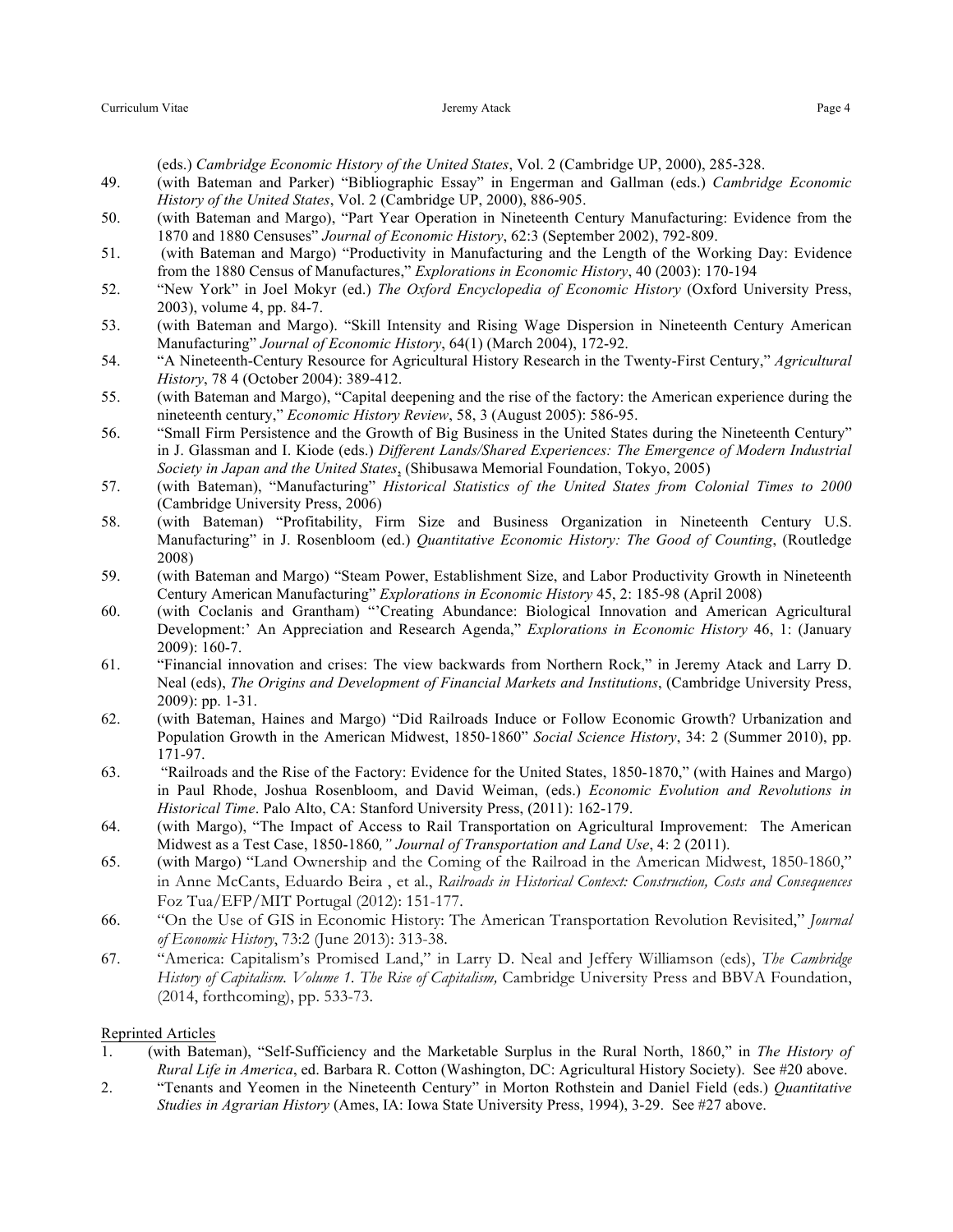(eds.) *Cambridge Economic History of the United States*, Vol. 2 (Cambridge UP, 2000), 285-328.

49. (with Bateman and Parker) "Bibliographic Essay" in Engerman and Gallman (eds.) *Cambridge Economic History of the United States*, Vol. 2 (Cambridge UP, 2000), 886-905.
50. (with Bateman and Margo), "Part Year Operation in Nineteenth Century Manufacturing: Evidence from the 1870 and 1880 Censuses" *Journal of Economic History*, 62:3 (September 2002), 792-809.
51. (with Bateman and Margo) "Productivity in Manufacturing and the Length of the Working Day: Evidence from the 1880 Census of Manufactures," *Explorations in Economic History*, 40 (2003): 170-194
52. "New York" in Joel Mokyr (ed.) *The Oxford Encyclopedia of Economic History* (Oxford University Press, 2003), volume 4, pp. 84-7.
53. (with Bateman and Margo). "Skill Intensity and Rising Wage Dispersion in Nineteenth Century American Manufacturing" *Journal of Economic History*, 64(1) (March 2004), 172-92.
54. "A Nineteenth-Century Resource for Agricultural History Research in the Twenty-First Century," *Agricultural History*, 78 4 (October 2004): 389-412.
55. (with Bateman and Margo), "Capital deepening and the rise of the factory: the American experience during the nineteenth century," *Economic History Review*, 58, 3 (August 2005): 586-95.
56. "Small Firm Persistence and the Growth of Big Business in the United States during the Nineteenth Century" in J. Glassman and I. Kiode (eds.) *Different Lands/Shared Experiences: The Emergence of Modern Industrial Society in Japan and the United States*, (Shibusawa Memorial Foundation, Tokyo, 2005)
57. (with Bateman), "Manufacturing" *Historical Statistics of the United States from Colonial Times to 2000* (Cambridge University Press, 2006)
58. (with Bateman) "Profitability, Firm Size and Business Organization in Nineteenth Century U.S. Manufacturing" in J. Rosenbloom (ed.) *Quantitative Economic History: The Good of Counting*, (Routledge 2008)
59. (with Bateman and Margo) "Steam Power, Establishment Size, and Labor Productivity Growth in Nineteenth Century American Manufacturing" *Explorations in Economic History* 45, 2: 185-98 (April 2008)
60. (with Coclanis and Grantham) "'Creating Abundance: Biological Innovation and American Agricultural Development:' An Appreciation and Research Agenda," *Explorations in Economic History* 46, 1: (January 2009): 160-7.
61. "Financial innovation and crises: The view backwards from Northern Rock," in Jeremy Atack and Larry D. Neal (eds), *The Origins and Development of Financial Markets and Institutions*, (Cambridge University Press, 2009): pp. 1-31.
62. (with Bateman, Haines and Margo) "Did Railroads Induce or Follow Economic Growth? Urbanization and Population Growth in the American Midwest, 1850-1860" *Social Science History*, 34: 2 (Summer 2010), pp. 171-97.
63. "Railroads and the Rise of the Factory: Evidence for the United States, 1850-1870," (with Haines and Margo) in Paul Rhode, Joshua Rosenbloom, and David Weiman, (eds.) *Economic Evolution and Revolutions in Historical Time*. Palo Alto, CA: Stanford University Press, (2011): 162-179.
64. (with Margo), "The Impact of Access to Rail Transportation on Agricultural Improvement: The American Midwest as a Test Case, 1850-1860*," Journal of Transportation and Land Use*, 4: 2 (2011).
65. (with Margo) "Land Ownership and the Coming of the Railroad in the American Midwest, 1850-1860," in Anne McCants, Eduardo Beira , et al., *Railroads in Historical Context: Construction, Costs and Consequences* Foz Tua/EFP/MIT Portugal (2012): 151-177.
66. "On the Use of GIS in Economic History: The American Transportation Revolution Revisited," *Journal of Economic History*, 73:2 (June 2013): 313-38.
67. "America: Capitalism's Promised Land," in Larry D. Neal and Jeffery Williamson (eds), *The Cambridge History of Capitalism. Volume 1. The Rise of Capitalism,* Cambridge University Press and BBVA Foundation, (2014, forthcoming), pp. 533-73.

Reprinted Articles

1. (with Bateman), "Self-Sufficiency and the Marketable Surplus in the Rural North, 1860," in *The History of Rural Life in America*, ed. Barbara R. Cotton (Washington, DC: Agricultural History Society). See #20 above.
2. "Tenants and Yeomen in the Nineteenth Century" in Morton Rothstein and Daniel Field (eds.) *Quantitative Studies in Agrarian History* (Ames, IA: Iowa State University Press, 1994), 3-29. See #27 above.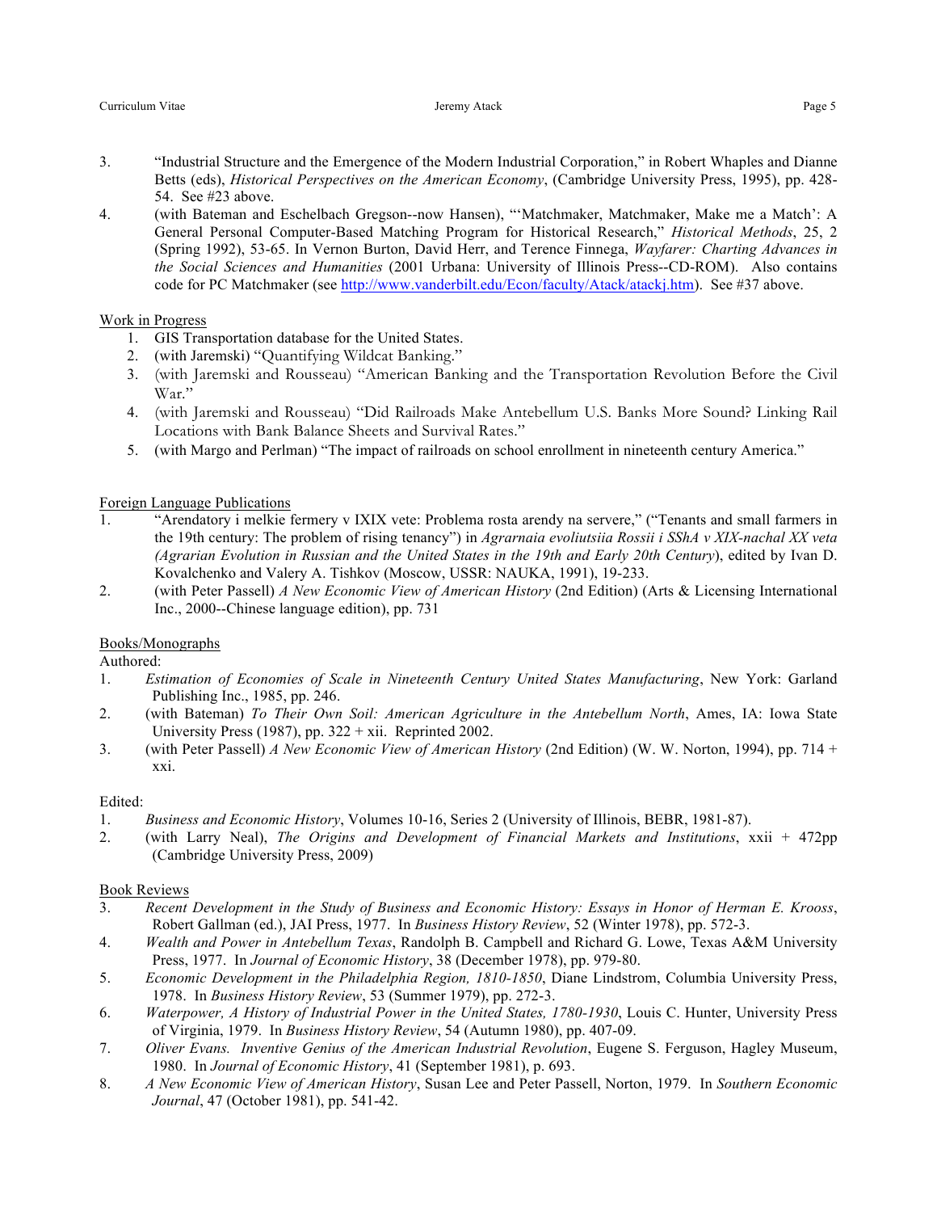3. "Industrial Structure and the Emergence of the Modern Industrial Corporation," in Robert Whaples and Dianne Betts (eds), *Historical Perspectives on the American Economy*, (Cambridge University Press, 1995), pp. 428-54. See #23 above.
4. (with Bateman and Eschelbach Gregson--now Hansen), "'Matchmaker, Matchmaker, Make me a Match': A General Personal Computer-Based Matching Program for Historical Research," *Historical Methods*, 25, 2 (Spring 1992), 53-65. In Vernon Burton, David Herr, and Terence Finnega, *Wayfarer: Charting Advances in the Social Sciences and Humanities* (2001 Urbana: University of Illinois Press--CD-ROM). Also contains code for PC Matchmaker (see http://www.vanderbilt.edu/Econ/faculty/Atack/atackj.htm). See #37 above.

Work in Progress

1. GIS Transportation database for the United States.
2. (with Jaremski) "Quantifying Wildcat Banking."
3. (with Jaremski and Rousseau) "American Banking and the Transportation Revolution Before the Civil War."
4. (with Jaremski and Rousseau) "Did Railroads Make Antebellum U.S. Banks More Sound? Linking Rail Locations with Bank Balance Sheets and Survival Rates."
5. (with Margo and Perlman) "The impact of railroads on school enrollment in nineteenth century America."

Foreign Language Publications

1. "Arendatory i melkie fermery v IXIX vete: Problema rosta arendy na servere," ("Tenants and small farmers in the 19th century: The problem of rising tenancy") in *Agrarnaia evoliutsiia Rossii i SShA v XIX-nachal XX veta (Agrarian Evolution in Russian and the United States in the 19th and Early 20th Century)*, edited by Ivan D. Kovalchenko and Valery A. Tishkov (Moscow, USSR: NAUKA, 1991), 19-233.
2. (with Peter Passell) *A New Economic View of American History* (2nd Edition) (Arts & Licensing International Inc., 2000--Chinese language edition), pp. 731

Books/Monographs

Authored:

1. *Estimation of Economies of Scale in Nineteenth Century United States Manufacturing*, New York: Garland Publishing Inc., 1985, pp. 246.
2. (with Bateman) *To Their Own Soil: American Agriculture in the Antebellum North*, Ames, IA: Iowa State University Press (1987), pp. 322 + xii. Reprinted 2002.
3. (with Peter Passell) *A New Economic View of American History* (2nd Edition) (W. W. Norton, 1994), pp. 714 + xxi.

Edited:

1. *Business and Economic History*, Volumes 10-16, Series 2 (University of Illinois, BEBR, 1981-87).
2. (with Larry Neal), *The Origins and Development of Financial Markets and Institutions*, xxii + 472pp (Cambridge University Press, 2009)

Book Reviews

3. *Recent Development in the Study of Business and Economic History: Essays in Honor of Herman E. Krooss*, Robert Gallman (ed.), JAI Press, 1977. In *Business History Review*, 52 (Winter 1978), pp. 572-3.
4. *Wealth and Power in Antebellum Texas*, Randolph B. Campbell and Richard G. Lowe, Texas A&M University Press, 1977. In *Journal of Economic History*, 38 (December 1978), pp. 979-80.
5. *Economic Development in the Philadelphia Region, 1810-1850*, Diane Lindstrom, Columbia University Press, 1978. In *Business History Review*, 53 (Summer 1979), pp. 272-3.
6. *Waterpower, A History of Industrial Power in the United States, 1780-1930*, Louis C. Hunter, University Press of Virginia, 1979. In *Business History Review*, 54 (Autumn 1980), pp. 407-09.
7. *Oliver Evans. Inventive Genius of the American Industrial Revolution*, Eugene S. Ferguson, Hagley Museum, 1980. In *Journal of Economic History*, 41 (September 1981), p. 693.
8. *A New Economic View of American History*, Susan Lee and Peter Passell, Norton, 1979. In *Southern Economic Journal*, 47 (October 1981), pp. 541-42.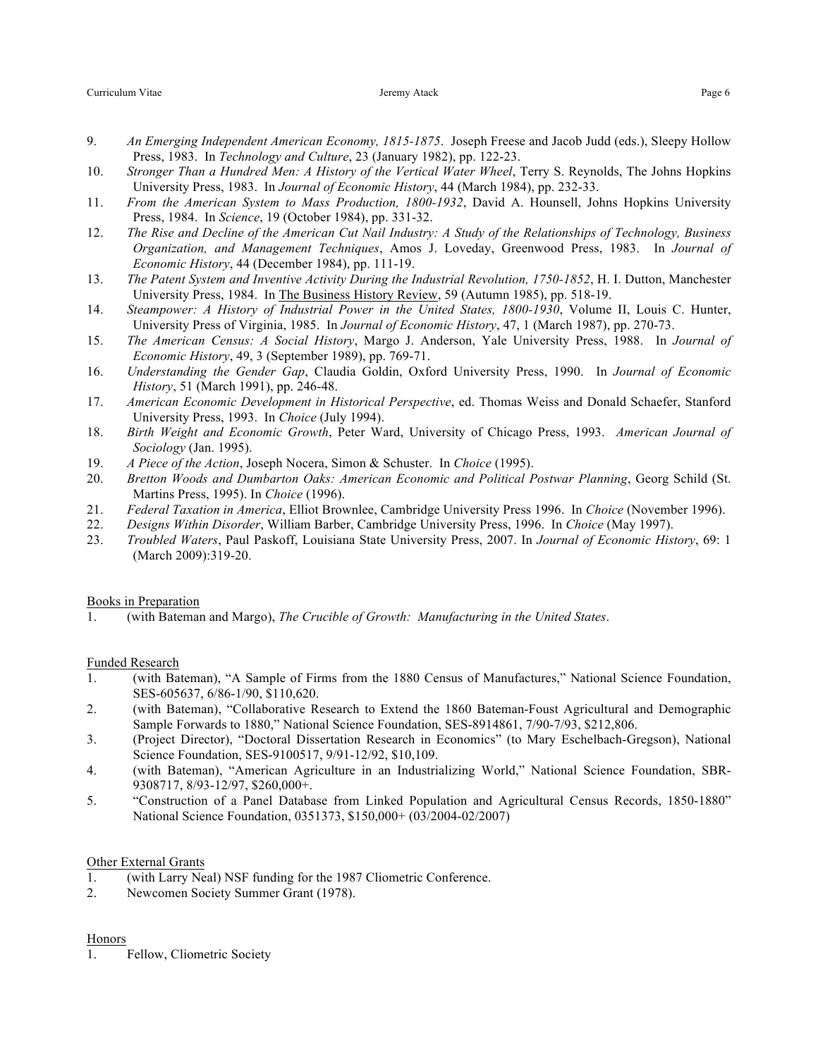9. *An Emerging Independent American Economy, 1815-1875*. Joseph Freese and Jacob Judd (eds.), Sleepy Hollow Press, 1983. In *Technology and Culture*, 23 (January 1982), pp. 122-23.
10. *Stronger Than a Hundred Men: A History of the Vertical Water Wheel*, Terry S. Reynolds, The Johns Hopkins University Press, 1983. In *Journal of Economic History*, 44 (March 1984), pp. 232-33.
11. *From the American System to Mass Production, 1800-1932*, David A. Hounsell, Johns Hopkins University Press, 1984. In *Science*, 19 (October 1984), pp. 331-32.
12. *The Rise and Decline of the American Cut Nail Industry: A Study of the Relationships of Technology, Business Organization, and Management Techniques*, Amos J. Loveday, Greenwood Press, 1983. In *Journal of Economic History*, 44 (December 1984), pp. 111-19.
13. *The Patent System and Inventive Activity During the Industrial Revolution, 1750-1852*, H. I. Dutton, Manchester University Press, 1984. In <u>The Business History Review</u>, 59 (Autumn 1985), pp. 518-19.
14. *Steampower: A History of Industrial Power in the United States, 1800-1930*, Volume II, Louis C. Hunter, University Press of Virginia, 1985. In *Journal of Economic History*, 47, 1 (March 1987), pp. 270-73.
15. *The American Census: A Social History*, Margo J. Anderson, Yale University Press, 1988. In *Journal of Economic History*, 49, 3 (September 1989), pp. 769-71.
16. *Understanding the Gender Gap*, Claudia Goldin, Oxford University Press, 1990. In *Journal of Economic History*, 51 (March 1991), pp. 246-48.
17. *American Economic Development in Historical Perspective*, ed. Thomas Weiss and Donald Schaefer, Stanford University Press, 1993. In *Choice* (July 1994).
18. *Birth Weight and Economic Growth*, Peter Ward, University of Chicago Press, 1993. *American Journal of Sociology* (Jan. 1995).
19. *A Piece of the Action*, Joseph Nocera, Simon & Schuster. In *Choice* (1995).
20. *Bretton Woods and Dumbarton Oaks: American Economic and Political Postwar Planning*, Georg Schild (St. Martins Press, 1995). In *Choice* (1996).
21. *Federal Taxation in America*, Elliot Brownlee, Cambridge University Press 1996. In *Choice* (November 1996).
22. *Designs Within Disorder*, William Barber, Cambridge University Press, 1996. In *Choice* (May 1997).
23. *Troubled Waters*, Paul Paskoff, Louisiana State University Press, 2007. In *Journal of Economic History*, 69: 1 (March 2009):319-20.

<u>Books in Preparation</u>

1. (with Bateman and Margo), *The Crucible of Growth: Manufacturing in the United States*.

<u>Funded Research</u>

1. (with Bateman), "A Sample of Firms from the 1880 Census of Manufactures," National Science Foundation, SES-605637, 6/86-1/90, $110,620.
2. (with Bateman), "Collaborative Research to Extend the 1860 Bateman-Foust Agricultural and Demographic Sample Forwards to 1880," National Science Foundation, SES-8914861, 7/90-7/93, $212,806.
3. (Project Director), "Doctoral Dissertation Research in Economics" (to Mary Eschelbach-Gregson), National Science Foundation, SES-9100517, 9/91-12/92, $10,109.
4. (with Bateman), "American Agriculture in an Industrializing World," National Science Foundation, SBR-9308717, 8/93-12/97, $260,000+.
5. "Construction of a Panel Database from Linked Population and Agricultural Census Records, 1850-1880" National Science Foundation, 0351373, $150,000+ (03/2004-02/2007)

<u>Other External Grants</u>

1. (with Larry Neal) NSF funding for the 1987 Cliometric Conference.
2. Newcomen Society Summer Grant (1978).

<u>Honors</u>

1. Fellow, Cliometric Society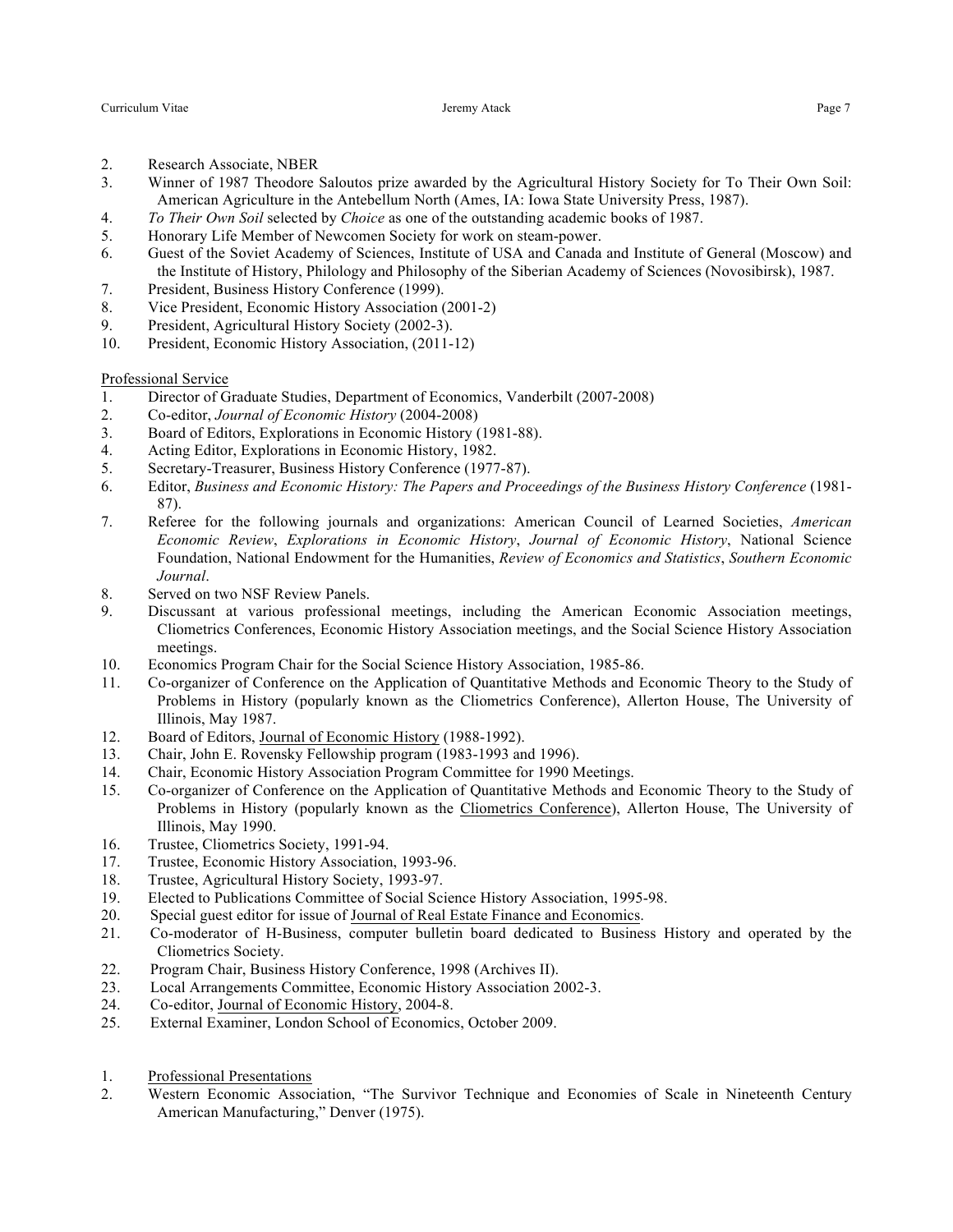2. Research Associate, NBER
3. Winner of 1987 Theodore Saloutos prize awarded by the Agricultural History Society for To Their Own Soil: American Agriculture in the Antebellum North (Ames, IA: Iowa State University Press, 1987).
4. *To Their Own Soil* selected by *Choice* as one of the outstanding academic books of 1987.
5. Honorary Life Member of Newcomen Society for work on steam-power.
6. Guest of the Soviet Academy of Sciences, Institute of USA and Canada and Institute of General (Moscow) and the Institute of History, Philology and Philosophy of the Siberian Academy of Sciences (Novosibirsk), 1987.
7. President, Business History Conference (1999).
8. Vice President, Economic History Association (2001-2)
9. President, Agricultural History Society (2002-3).
10. President, Economic History Association, (2011-12)

Professional Service

1. Director of Graduate Studies, Department of Economics, Vanderbilt (2007-2008)
2. Co-editor, *Journal of Economic History* (2004-2008)
3. Board of Editors, Explorations in Economic History (1981-88).
4. Acting Editor, Explorations in Economic History, 1982.
5. Secretary-Treasurer, Business History Conference (1977-87).
6. Editor, *Business and Economic History: The Papers and Proceedings of the Business History Conference* (1981-87).
7. Referee for the following journals and organizations: American Council of Learned Societies, *American Economic Review*, *Explorations in Economic History*, *Journal of Economic History*, National Science Foundation, National Endowment for the Humanities, *Review of Economics and Statistics*, *Southern Economic Journal*.
8. Served on two NSF Review Panels.
9. Discussant at various professional meetings, including the American Economic Association meetings, Cliometrics Conferences, Economic History Association meetings, and the Social Science History Association meetings.
10. Economics Program Chair for the Social Science History Association, 1985-86.
11. Co-organizer of Conference on the Application of Quantitative Methods and Economic Theory to the Study of Problems in History (popularly known as the Cliometrics Conference), Allerton House, The University of Illinois, May 1987.
12. Board of Editors, Journal of Economic History (1988-1992).
13. Chair, John E. Rovensky Fellowship program (1983-1993 and 1996).
14. Chair, Economic History Association Program Committee for 1990 Meetings.
15. Co-organizer of Conference on the Application of Quantitative Methods and Economic Theory to the Study of Problems in History (popularly known as the Cliometrics Conference), Allerton House, The University of Illinois, May 1990.
16. Trustee, Cliometrics Society, 1991-94.
17. Trustee, Economic History Association, 1993-96.
18. Trustee, Agricultural History Society, 1993-97.
19. Elected to Publications Committee of Social Science History Association, 1995-98.
20. Special guest editor for issue of Journal of Real Estate Finance and Economics.
21. Co-moderator of H-Business, computer bulletin board dedicated to Business History and operated by the Cliometrics Society.
22. Program Chair, Business History Conference, 1998 (Archives II).
23. Local Arrangements Committee, Economic History Association 2002-3.
24. Co-editor, Journal of Economic History, 2004-8.
25. External Examiner, London School of Economics, October 2009.

1. Professional Presentations
2. Western Economic Association, "The Survivor Technique and Economies of Scale in Nineteenth Century American Manufacturing," Denver (1975).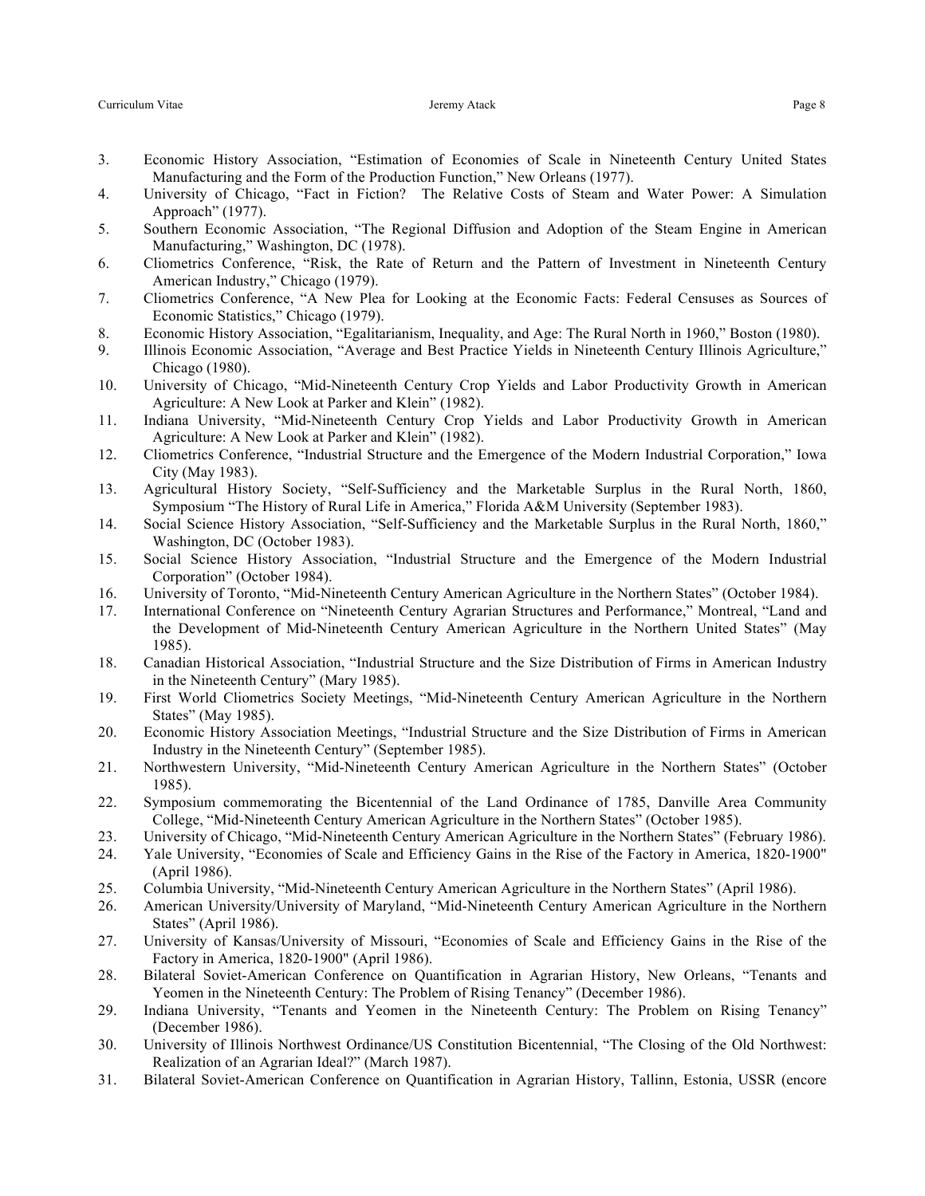3. Economic History Association, "Estimation of Economies of Scale in Nineteenth Century United States Manufacturing and the Form of the Production Function," New Orleans (1977).
4. University of Chicago, "Fact in Fiction? The Relative Costs of Steam and Water Power: A Simulation Approach" (1977).
5. Southern Economic Association, "The Regional Diffusion and Adoption of the Steam Engine in American Manufacturing," Washington, DC (1978).
6. Cliometrics Conference, "Risk, the Rate of Return and the Pattern of Investment in Nineteenth Century American Industry," Chicago (1979).
7. Cliometrics Conference, "A New Plea for Looking at the Economic Facts: Federal Censuses as Sources of Economic Statistics," Chicago (1979).
8. Economic History Association, "Egalitarianism, Inequality, and Age: The Rural North in 1960," Boston (1980).
9. Illinois Economic Association, "Average and Best Practice Yields in Nineteenth Century Illinois Agriculture," Chicago (1980).
10. University of Chicago, "Mid-Nineteenth Century Crop Yields and Labor Productivity Growth in American Agriculture: A New Look at Parker and Klein" (1982).
11. Indiana University, "Mid-Nineteenth Century Crop Yields and Labor Productivity Growth in American Agriculture: A New Look at Parker and Klein" (1982).
12. Cliometrics Conference, "Industrial Structure and the Emergence of the Modern Industrial Corporation," Iowa City (May 1983).
13. Agricultural History Society, "Self-Sufficiency and the Marketable Surplus in the Rural North, 1860, Symposium "The History of Rural Life in America," Florida A&M University (September 1983).
14. Social Science History Association, "Self-Sufficiency and the Marketable Surplus in the Rural North, 1860," Washington, DC (October 1983).
15. Social Science History Association, "Industrial Structure and the Emergence of the Modern Industrial Corporation" (October 1984).
16. University of Toronto, "Mid-Nineteenth Century American Agriculture in the Northern States" (October 1984).
17. International Conference on "Nineteenth Century Agrarian Structures and Performance," Montreal, "Land and the Development of Mid-Nineteenth Century American Agriculture in the Northern United States" (May 1985).
18. Canadian Historical Association, "Industrial Structure and the Size Distribution of Firms in American Industry in the Nineteenth Century" (Mary 1985).
19. First World Cliometrics Society Meetings, "Mid-Nineteenth Century American Agriculture in the Northern States" (May 1985).
20. Economic History Association Meetings, "Industrial Structure and the Size Distribution of Firms in American Industry in the Nineteenth Century" (September 1985).
21. Northwestern University, "Mid-Nineteenth Century American Agriculture in the Northern States" (October 1985).
22. Symposium commemorating the Bicentennial of the Land Ordinance of 1785, Danville Area Community College, "Mid-Nineteenth Century American Agriculture in the Northern States" (October 1985).
23. University of Chicago, "Mid-Nineteenth Century American Agriculture in the Northern States" (February 1986).
24. Yale University, "Economies of Scale and Efficiency Gains in the Rise of the Factory in America, 1820-1900" (April 1986).
25. Columbia University, "Mid-Nineteenth Century American Agriculture in the Northern States" (April 1986).
26. American University/University of Maryland, "Mid-Nineteenth Century American Agriculture in the Northern States" (April 1986).
27. University of Kansas/University of Missouri, "Economies of Scale and Efficiency Gains in the Rise of the Factory in America, 1820-1900" (April 1986).
28. Bilateral Soviet-American Conference on Quantification in Agrarian History, New Orleans, "Tenants and Yeomen in the Nineteenth Century: The Problem of Rising Tenancy" (December 1986).
29. Indiana University, "Tenants and Yeomen in the Nineteenth Century: The Problem on Rising Tenancy" (December 1986).
30. University of Illinois Northwest Ordinance/US Constitution Bicentennial, "The Closing of the Old Northwest: Realization of an Agrarian Ideal?" (March 1987).
31. Bilateral Soviet-American Conference on Quantification in Agrarian History, Tallinn, Estonia, USSR (encore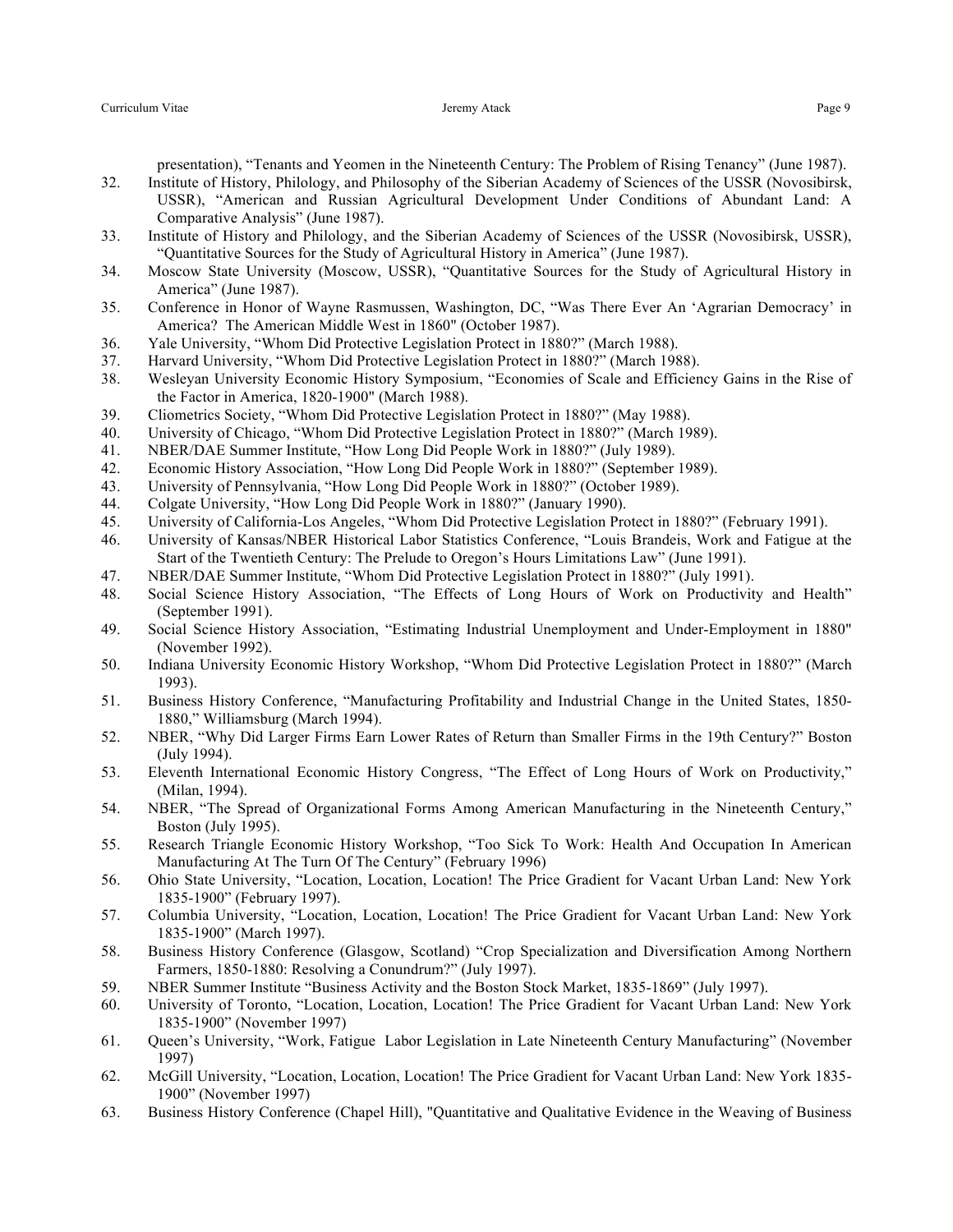presentation), “Tenants and Yeomen in the Nineteenth Century: The Problem of Rising Tenancy” (June 1987).

32. Institute of History, Philology, and Philosophy of the Siberian Academy of Sciences of the USSR (Novosibirsk, USSR), “American and Russian Agricultural Development Under Conditions of Abundant Land: A Comparative Analysis” (June 1987).
33. Institute of History and Philology, and the Siberian Academy of Sciences of the USSR (Novosibirsk, USSR), “Quantitative Sources for the Study of Agricultural History in America” (June 1987).
34. Moscow State University (Moscow, USSR), “Quantitative Sources for the Study of Agricultural History in America” (June 1987).
35. Conference in Honor of Wayne Rasmussen, Washington, DC, “Was There Ever An ‘Agrarian Democracy’ in America? The American Middle West in 1860" (October 1987).
36. Yale University, “Whom Did Protective Legislation Protect in 1880?” (March 1988).
37. Harvard University, “Whom Did Protective Legislation Protect in 1880?” (March 1988).
38. Wesleyan University Economic History Symposium, “Economies of Scale and Efficiency Gains in the Rise of the Factor in America, 1820-1900" (March 1988).
39. Cliometrics Society, “Whom Did Protective Legislation Protect in 1880?” (May 1988).
40. University of Chicago, “Whom Did Protective Legislation Protect in 1880?” (March 1989).
41. NBER/DAE Summer Institute, “How Long Did People Work in 1880?” (July 1989).
42. Economic History Association, “How Long Did People Work in 1880?” (September 1989).
43. University of Pennsylvania, “How Long Did People Work in 1880?” (October 1989).
44. Colgate University, “How Long Did People Work in 1880?” (January 1990).
45. University of California-Los Angeles, “Whom Did Protective Legislation Protect in 1880?” (February 1991).
46. University of Kansas/NBER Historical Labor Statistics Conference, “Louis Brandeis, Work and Fatigue at the Start of the Twentieth Century: The Prelude to Oregon’s Hours Limitations Law” (June 1991).
47. NBER/DAE Summer Institute, “Whom Did Protective Legislation Protect in 1880?” (July 1991).
48. Social Science History Association, “The Effects of Long Hours of Work on Productivity and Health” (September 1991).
49. Social Science History Association, “Estimating Industrial Unemployment and Under-Employment in 1880" (November 1992).
50. Indiana University Economic History Workshop, “Whom Did Protective Legislation Protect in 1880?” (March 1993).
51. Business History Conference, “Manufacturing Profitability and Industrial Change in the United States, 1850-1880,” Williamsburg (March 1994).
52. NBER, “Why Did Larger Firms Earn Lower Rates of Return than Smaller Firms in the 19th Century?” Boston (July 1994).
53. Eleventh International Economic History Congress, “The Effect of Long Hours of Work on Productivity,” (Milan, 1994).
54. NBER, “The Spread of Organizational Forms Among American Manufacturing in the Nineteenth Century,” Boston (July 1995).
55. Research Triangle Economic History Workshop, “Too Sick To Work: Health And Occupation In American Manufacturing At The Turn Of The Century” (February 1996)
56. Ohio State University, “Location, Location, Location! The Price Gradient for Vacant Urban Land: New York 1835-1900” (February 1997).
57. Columbia University, “Location, Location, Location! The Price Gradient for Vacant Urban Land: New York 1835-1900” (March 1997).
58. Business History Conference (Glasgow, Scotland) “Crop Specialization and Diversification Among Northern Farmers, 1850-1880: Resolving a Conundrum?” (July 1997).
59. NBER Summer Institute “Business Activity and the Boston Stock Market, 1835-1869” (July 1997).
60. University of Toronto, “Location, Location, Location! The Price Gradient for Vacant Urban Land: New York 1835-1900” (November 1997)
61. Queen’s University, “Work, Fatigue Labor Legislation in Late Nineteenth Century Manufacturing” (November 1997)
62. McGill University, “Location, Location, Location! The Price Gradient for Vacant Urban Land: New York 1835-1900” (November 1997)
63. Business History Conference (Chapel Hill), "Quantitative and Qualitative Evidence in the Weaving of Business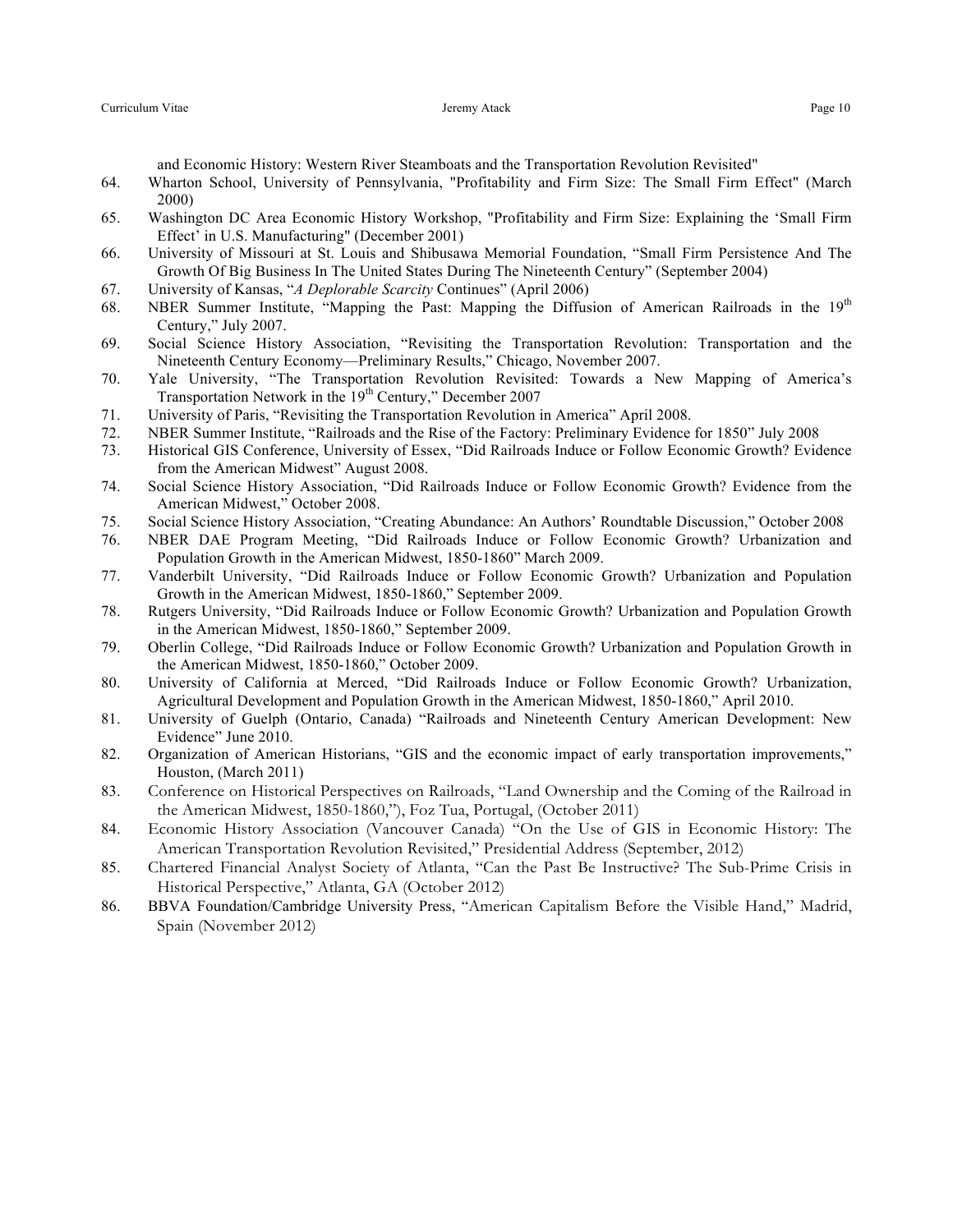and Economic History: Western River Steamboats and the Transportation Revolution Revisited"

64. Wharton School, University of Pennsylvania, "Profitability and Firm Size: The Small Firm Effect" (March 2000)
65. Washington DC Area Economic History Workshop, "Profitability and Firm Size: Explaining the 'Small Firm Effect' in U.S. Manufacturing" (December 2001)
66. University of Missouri at St. Louis and Shibusawa Memorial Foundation, "Small Firm Persistence And The Growth Of Big Business In The United States During The Nineteenth Century" (September 2004)
67. University of Kansas, "*A Deplorable Scarcity* Continues" (April 2006)
68. NBER Summer Institute, "Mapping the Past: Mapping the Diffusion of American Railroads in the 19th Century," July 2007.
69. Social Science History Association, "Revisiting the Transportation Revolution: Transportation and the Nineteenth Century Economy—Preliminary Results," Chicago, November 2007.
70. Yale University, "The Transportation Revolution Revisited: Towards a New Mapping of America's Transportation Network in the 19th Century," December 2007
71. University of Paris, "Revisiting the Transportation Revolution in America" April 2008.
72. NBER Summer Institute, "Railroads and the Rise of the Factory: Preliminary Evidence for 1850" July 2008
73. Historical GIS Conference, University of Essex, "Did Railroads Induce or Follow Economic Growth? Evidence from the American Midwest" August 2008.
74. Social Science History Association, "Did Railroads Induce or Follow Economic Growth? Evidence from the American Midwest," October 2008.
75. Social Science History Association, "Creating Abundance: An Authors' Roundtable Discussion," October 2008
76. NBER DAE Program Meeting, "Did Railroads Induce or Follow Economic Growth? Urbanization and Population Growth in the American Midwest, 1850-1860" March 2009.
77. Vanderbilt University, "Did Railroads Induce or Follow Economic Growth? Urbanization and Population Growth in the American Midwest, 1850-1860," September 2009.
78. Rutgers University, "Did Railroads Induce or Follow Economic Growth? Urbanization and Population Growth in the American Midwest, 1850-1860," September 2009.
79. Oberlin College, "Did Railroads Induce or Follow Economic Growth? Urbanization and Population Growth in the American Midwest, 1850-1860," October 2009.
80. University of California at Merced, "Did Railroads Induce or Follow Economic Growth? Urbanization, Agricultural Development and Population Growth in the American Midwest, 1850-1860," April 2010.
81. University of Guelph (Ontario, Canada) "Railroads and Nineteenth Century American Development: New Evidence" June 2010.
82. Organization of American Historians, "GIS and the economic impact of early transportation improvements," Houston, (March 2011)
83. Conference on Historical Perspectives on Railroads, "Land Ownership and the Coming of the Railroad in the American Midwest, 1850-1860,"), Foz Tua, Portugal, (October 2011)
84. Economic History Association (Vancouver Canada) "On the Use of GIS in Economic History: The American Transportation Revolution Revisited," Presidential Address (September, 2012)
85. Chartered Financial Analyst Society of Atlanta, "Can the Past Be Instructive? The Sub-Prime Crisis in Historical Perspective," Atlanta, GA (October 2012)
86. BBVA Foundation/Cambridge University Press, "American Capitalism Before the Visible Hand," Madrid, Spain (November 2012)